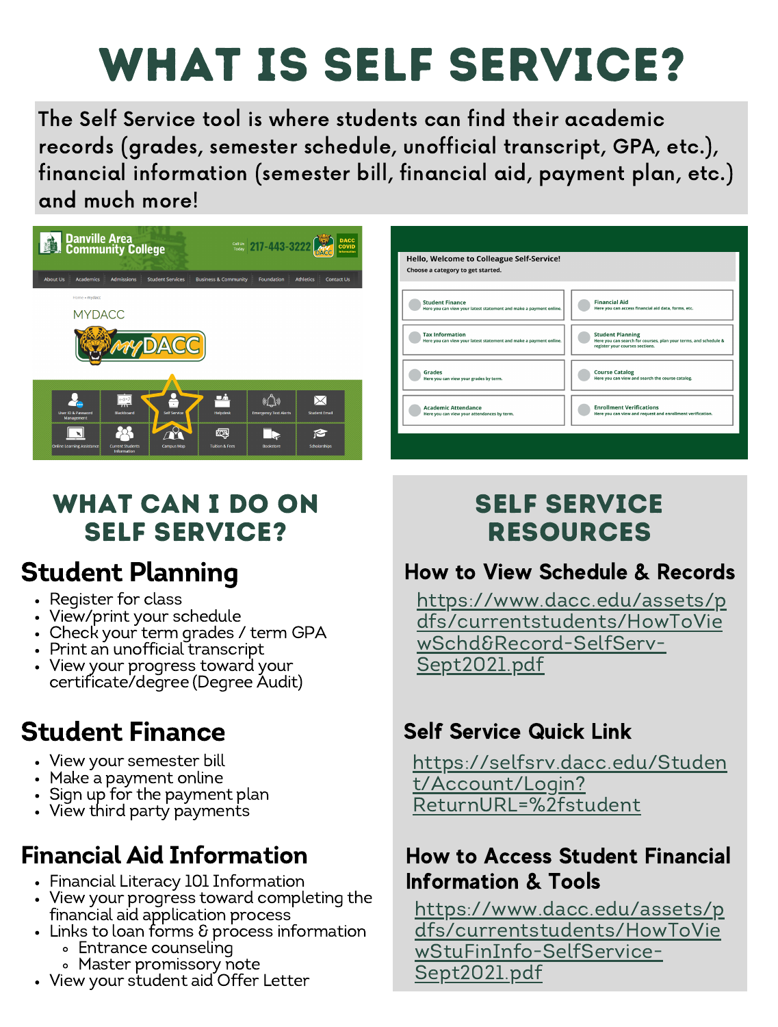# WHAT IS SELF SERVICE?

The Self Service tool is where students can find their academic records (grades, semester schedule, unofficial transcript, GPA, etc.), financial information (semester bill, financial aid, payment plan, etc.) and much more!

## WHAT CAN I DO ON SELF SERVICE?

### Student Planning

- Register for class
- View/print your schedule
- Check your term grades / term GPA
- Print an unofficial transcript
- View your progress toward your certificate/degree (Degree Audit)

### Student Finance

- View your semester bill
- Make a payment online
- Sign up for the payment plan
- View third party payments

### Financial Aid Information

- Financial Literacy 101 Information
- View your progress toward completing the financial aid application process
- Links to loan forms & process information
  - Entrance counseling
  - Master promissory note
- View your student aid Offer Letter

## SELF SERVICE RESOURCES

### How to View Schedule & Records

https://www.dacc.edu/assets/pdfs/currentstudents/HowToViewSchd&Record-SelfServ-Sept2021.pdf

### Self Service Quick Link

https://selfsrv.dacc.edu/Student/Account/Login?ReturnURL=%2fstudent

### How to Access Student Financial Information & Tools

https://www.dacc.edu/assets/pdfs/currentstudents/HowToViewStuFinInfo-SelfService-Sept2021.pdf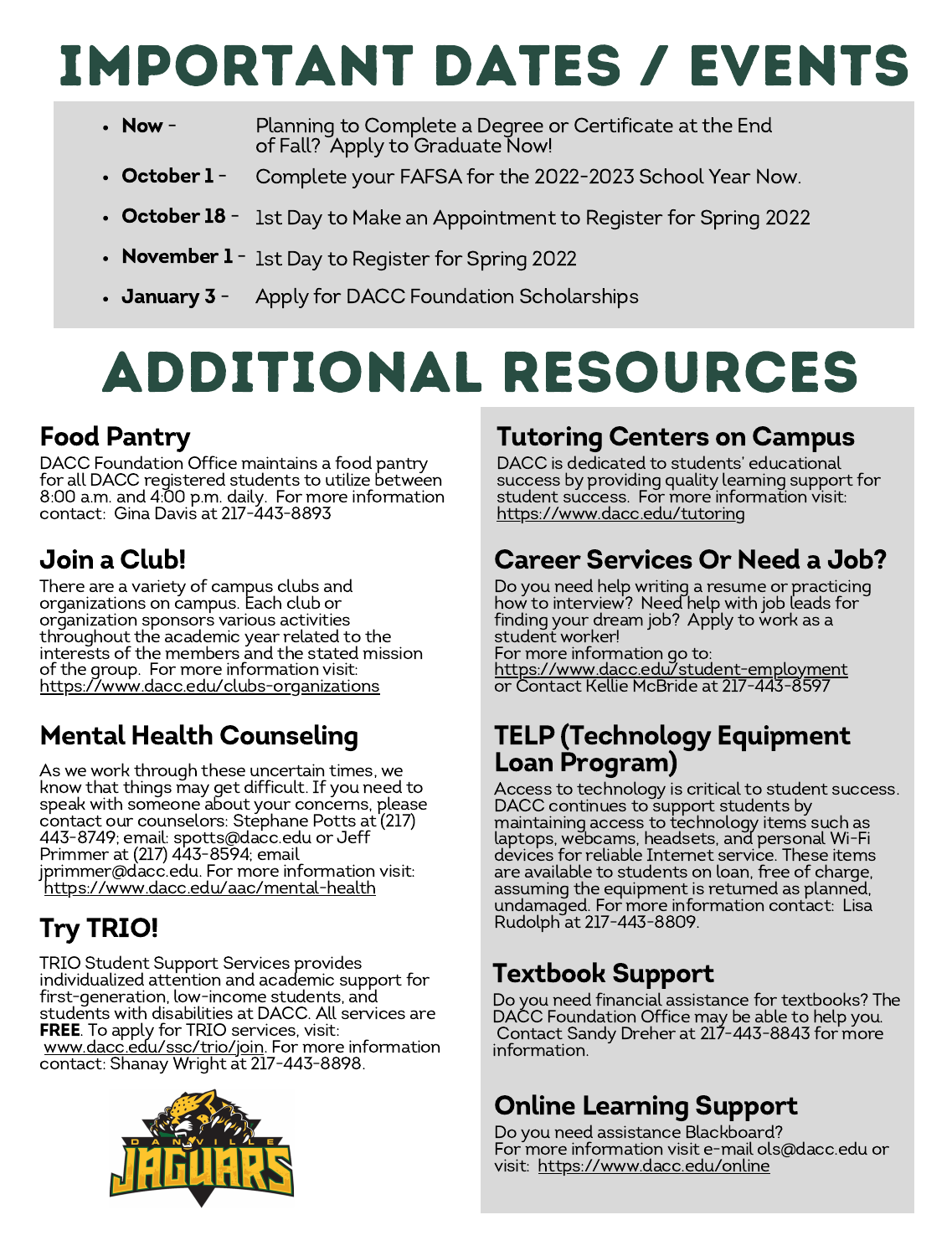# IMPORTANT DATES / EVENTS

- **Now** - Planning to Complete a Degree or Certificate at the End of Fall? Apply to Graduate Now!
- **October 1** - Complete your FAFSA for the 2022-2023 School Year Now.
- **October 18** - 1st Day to Make an Appointment to Register for Spring 2022
- **November 1** - 1st Day to Register for Spring 2022
- **January 3** - Apply for DACC Foundation Scholarships

# ADDITIONAL RESOURCES

## Food Pantry

DACC Foundation Office maintains a food pantry for all DACC registered students to utilize between 8:00 a.m. and 4:00 p.m. daily. For more information contact: Gina Davis at 217-443-8893

## Join a Club!

There are a variety of campus clubs and organizations on campus. Each club or organization sponsors various activities throughout the academic year related to the interests of the members and the stated mission of the group. For more information visit: https://www.dacc.edu/clubs-organizations

## Mental Health Counseling

As we work through these uncertain times, we know that things may get difficult. If you need to speak with someone about your concerns, please contact our counselors: Stephane Potts at (217) 443-8749; email: spotts@dacc.edu or Jeff Primmer at (217) 443-8594; email jprimmer@dacc.edu. For more information visit: https://www.dacc.edu/aac/mental-health

## Try TRIO!

TRIO Student Support Services provides individualized attention and academic support for first-generation, low-income students, and students with disabilities at DACC. All services are **FREE**. To apply for TRIO services, visit: www.dacc.edu/ssc/trio/join. For more information contact: Shanay Wright at 217-443-8898.

## Tutoring Centers on Campus

DACC is dedicated to students' educational success by providing quality learning support for student success. For more information visit: https://www.dacc.edu/tutoring

## Career Services Or Need a Job?

Do you need help writing a resume or practicing how to interview? Need help with job leads for finding your dream job? Apply to work as a student worker!
For more information go to: https://www.dacc.edu/student-employment or Contact Kellie McBride at 217-443-8597

## TELP (Technology Equipment Loan Program)

Access to technology is critical to student success. DACC continues to support students by maintaining access to technology items such as laptops, webcams, headsets, and personal Wi-Fi devices for reliable Internet service. These items are available to students on loan, free of charge, assuming the equipment is returned as planned, undamaged. For more information contact: Lisa Rudolph at 217-443-8809.

## Textbook Support

Do you need financial assistance for textbooks? The DACC Foundation Office may be able to help you. Contact Sandy Dreher at 217-443-8843 for more information.

## Online Learning Support

Do you need assistance Blackboard?
For more information visit e-mail ols@dacc.edu or visit: https://www.dacc.edu/online